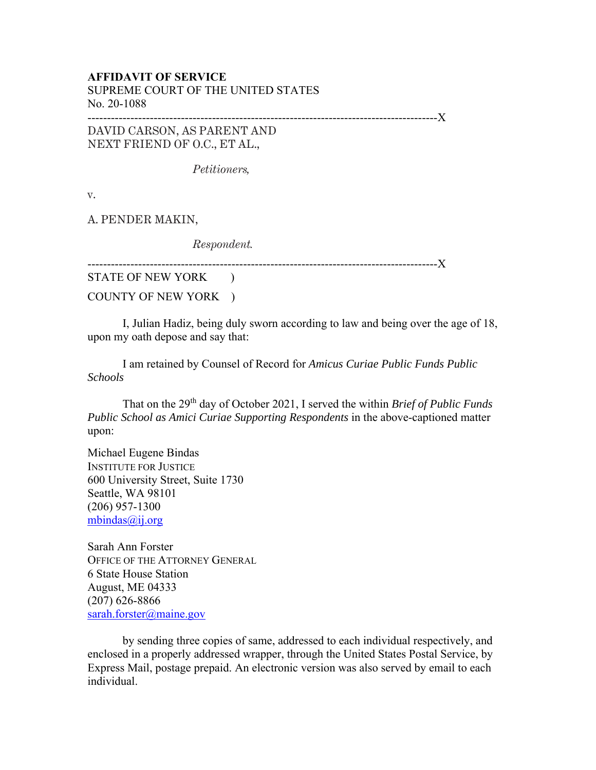**AFFIDAVIT OF SERVICE**
SUPREME COURT OF THE UNITED STATES
No. 20-1088

---------------------------------------------------------------------------------------X

DAVID CARSON, AS PARENT AND
NEXT FRIEND OF O.C., ET AL.,

*Petitioners,*

v.

A. PENDER MAKIN,

*Respondent.*

---------------------------------------------------------------------------------------X

STATE OF NEW YORK )

COUNTY OF NEW YORK )

I, Julian Hadiz, being duly sworn according to law and being over the age of 18, upon my oath depose and say that:

I am retained by Counsel of Record for *Amicus Curiae Public Funds Public Schools*

That on the 29th day of October 2021, I served the within *Brief of Public Funds Public School as Amici Curiae Supporting Respondents* in the above-captioned matter upon:

Michael Eugene Bindas
INSTITUTE FOR JUSTICE
600 University Street, Suite 1730
Seattle, WA 98101
(206) 957-1300
mbindas@ij.org

Sarah Ann Forster
OFFICE OF THE ATTORNEY GENERAL
6 State House Station
August, ME 04333
(207) 626-8866
sarah.forster@maine.gov

by sending three copies of same, addressed to each individual respectively, and enclosed in a properly addressed wrapper, through the United States Postal Service, by Express Mail, postage prepaid. An electronic version was also served by email to each individual.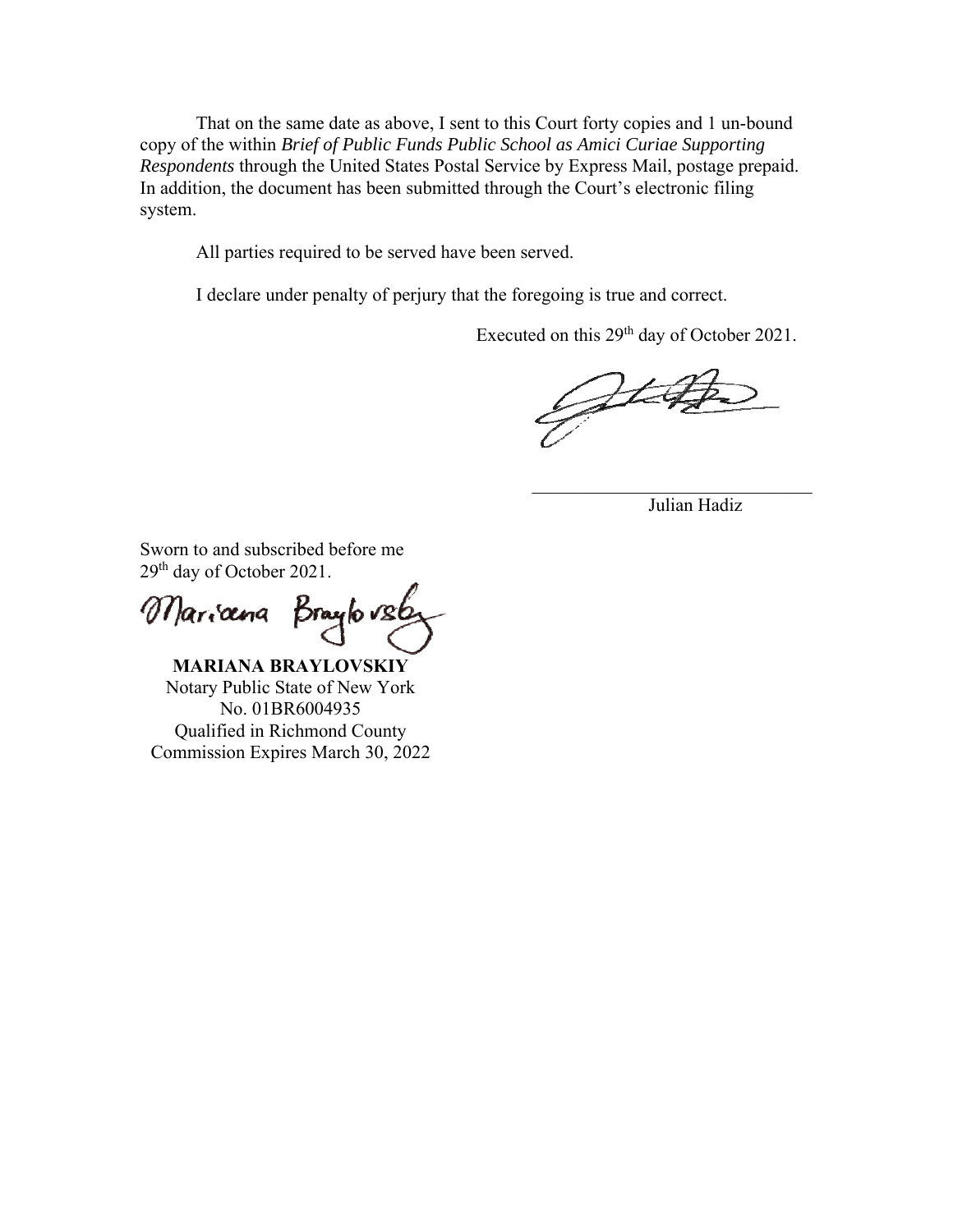That on the same date as above, I sent to this Court forty copies and 1 un-bound copy of the within *Brief of Public Funds Public School as Amici Curiae Supporting Respondents* through the United States Postal Service by Express Mail, postage prepaid. In addition, the document has been submitted through the Court's electronic filing system.

All parties required to be served have been served.

I declare under penalty of perjury that the foregoing is true and correct.

Executed on this 29th day of October 2021.

\_\_\_\_\_\_\_\_\_\_\_\_\_\_\_\_\_\_\_\_\_\_\_\_\_\_\_\_\_\_\_\_

Julian Hadiz

Sworn to and subscribed before me
29th day of October 2021.

**MARIANA BRAYLOVSKIY**
Notary Public State of New York
No. 01BR6004935
Qualified in Richmond County
Commission Expires March 30, 2022